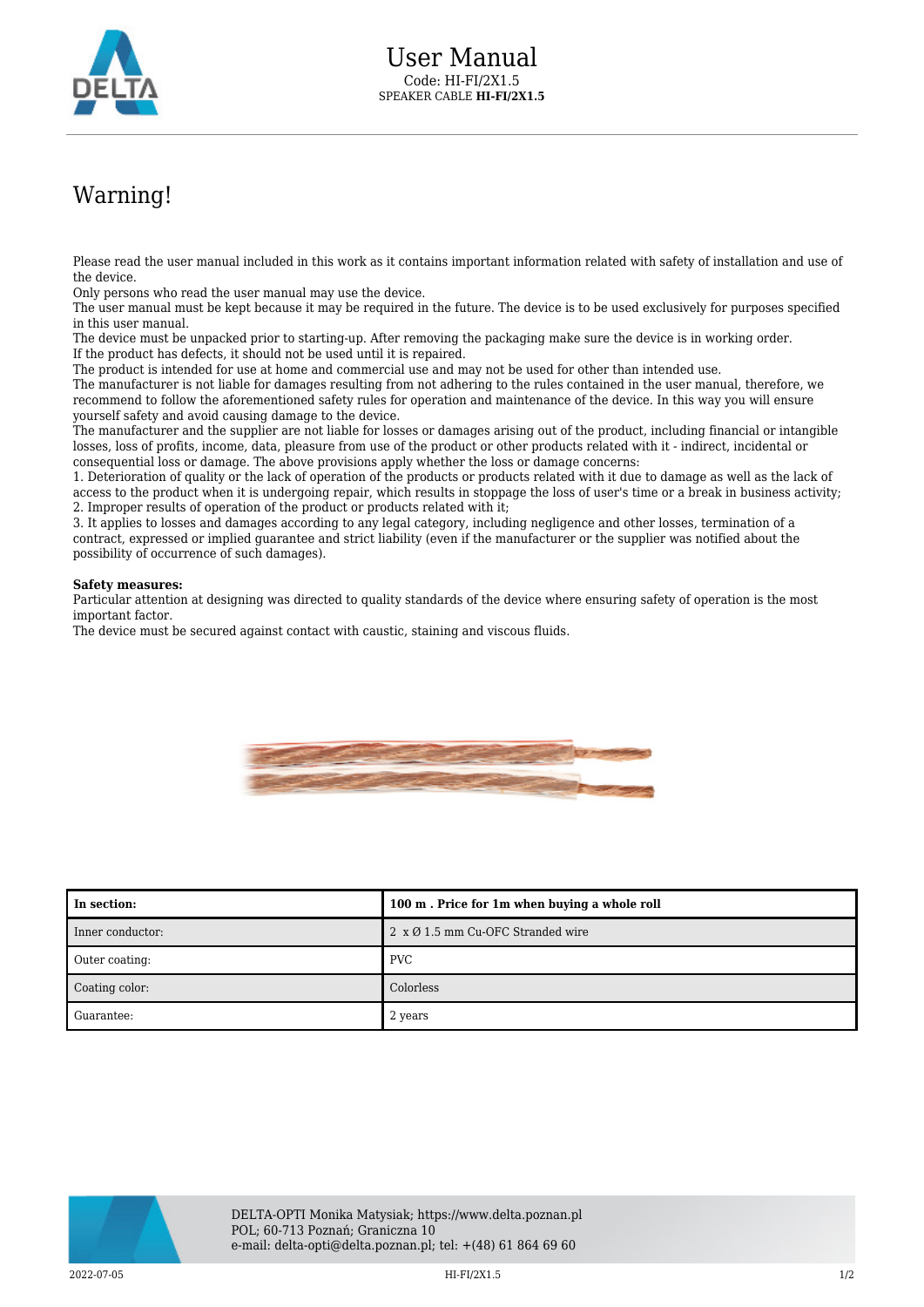# User Manual

Code: HI-FI/2X1.5

SPEAKER CABLE **HI-FI/2X1.5**

## Warning!

Please read the user manual included in this work as it contains important information related with safety of installation and use of the device.
Only persons who read the user manual may use the device.
The user manual must be kept because it may be required in the future. The device is to be used exclusively for purposes specified in this user manual.
The device must be unpacked prior to starting-up. After removing the packaging make sure the device is in working order.
If the product has defects, it should not be used until it is repaired.
The product is intended for use at home and commercial use and may not be used for other than intended use.
The manufacturer is not liable for damages resulting from not adhering to the rules contained in the user manual, therefore, we recommend to follow the aforementioned safety rules for operation and maintenance of the device. In this way you will ensure yourself safety and avoid causing damage to the device.
The manufacturer and the supplier are not liable for losses or damages arising out of the product, including financial or intangible losses, loss of profits, income, data, pleasure from use of the product or other products related with it - indirect, incidental or consequential loss or damage. The above provisions apply whether the loss or damage concerns:
1. Deterioration of quality or the lack of operation of the products or products related with it due to damage as well as the lack of access to the product when it is undergoing repair, which results in stoppage the loss of user's time or a break in business activity;
2. Improper results of operation of the product or products related with it;
3. It applies to losses and damages according to any legal category, including negligence and other losses, termination of a contract, expressed or implied guarantee and strict liability (even if the manufacturer or the supplier was notified about the possibility of occurrence of such damages).

**Safety measures:**
Particular attention at designing was directed to quality standards of the device where ensuring safety of operation is the most important factor.
The device must be secured against contact with caustic, staining and viscous fluids.

| In section: | 100 m . Price for 1m when buying a whole roll |
|---|---|
| Inner conductor: | 2 x Ø 1.5 mm Cu-OFC Stranded wire |
| Outer coating: | PVC |
| Coating color: | Colorless |
| Guarantee: | 2 years |

DELTA-OPTI Monika Matysiak; https://www.delta.poznan.pl
POL; 60-713 Poznań; Graniczna 10
e-mail: delta-opti@delta.poznan.pl; tel: +(48) 61 864 69 60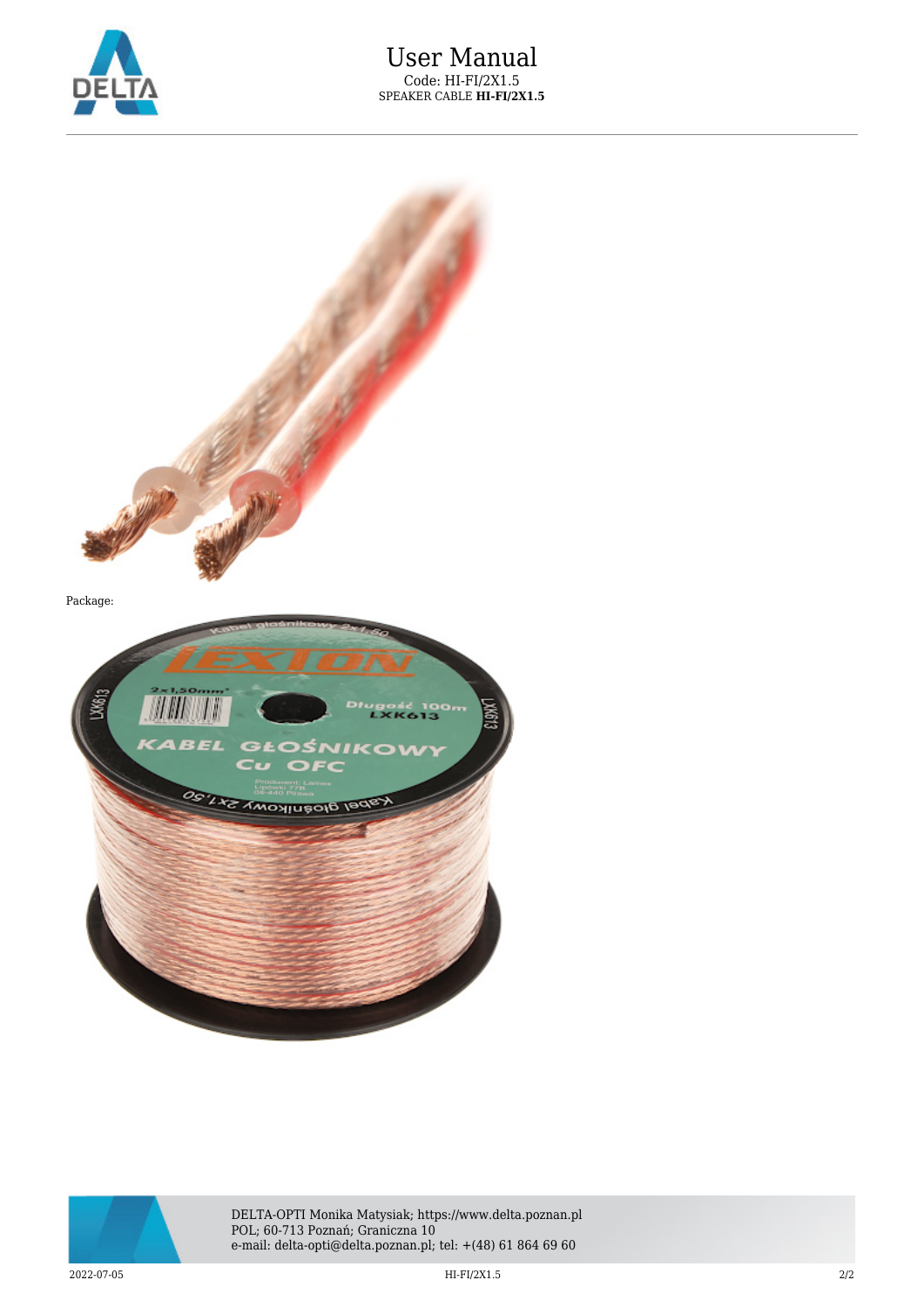Package:

DELTA-OPTI Monika Matysiak; https://www.delta.poznan.pl
POL; 60-713 Poznań; Graniczna 10
e-mail: delta-opti@delta.poznan.pl; tel: +(48) 61 864 69 60